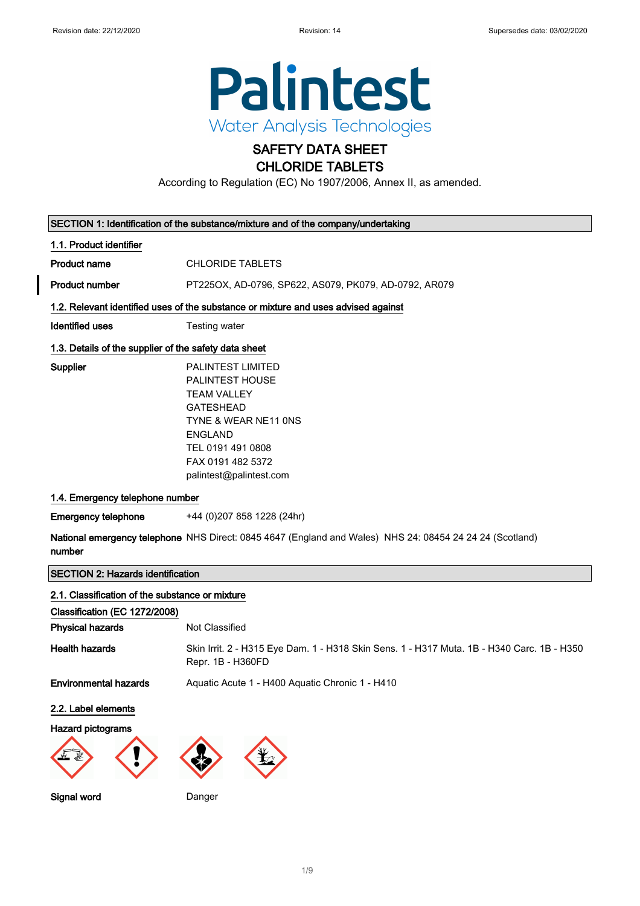Revision date: 22/12/2020 Revision: 14 Supersedes date: 03/02/2020

**Palintest**
Water Analysis Technologies

# SAFETY DATA SHEET
# CHLORIDE TABLETS

According to Regulation (EC) No 1907/2006, Annex II, as amended.

## SECTION 1: Identification of the substance/mixture and of the company/undertaking

### 1.1. Product identifier

| | |
|---|---|
| **Product name** | CHLORIDE TABLETS |
| **Product number** | PT225OX, AD-0796, SP622, AS079, PK079, AD-0792, AR079 |

### 1.2. Relevant identified uses of the substance or mixture and uses advised against

| | |
|---|---|
| **Identified uses** | Testing water |

### 1.3. Details of the supplier of the safety data sheet

**Supplier**

PALINTEST LIMITED
PALINTEST HOUSE
TEAM VALLEY
GATESHEAD
TYNE & WEAR NE11 0NS
ENGLAND
TEL 0191 491 0808
FAX 0191 482 5372
palintest@palintest.com

### 1.4. Emergency telephone number

| | |
|---|---|
| **Emergency telephone** | +44 (0)207 858 1228 (24hr) |
| **National emergency telephone number** | NHS Direct: 0845 4647 (England and Wales) NHS 24: 08454 24 24 24 (Scotland) |

## SECTION 2: Hazards identification

### 2.1. Classification of the substance or mixture

**Classification (EC 1272/2008)**

| | |
|---|---|
| **Physical hazards** | Not Classified |
| **Health hazards** | Skin Irrit. 2 - H315 Eye Dam. 1 - H318 Skin Sens. 1 - H317 Muta. 1B - H340 Carc. 1B - H350 Repr. 1B - H360FD |
| **Environmental hazards** | Aquatic Acute 1 - H400 Aquatic Chronic 1 - H410 |

### 2.2. Label elements

**Hazard pictograms**

**Signal word** Danger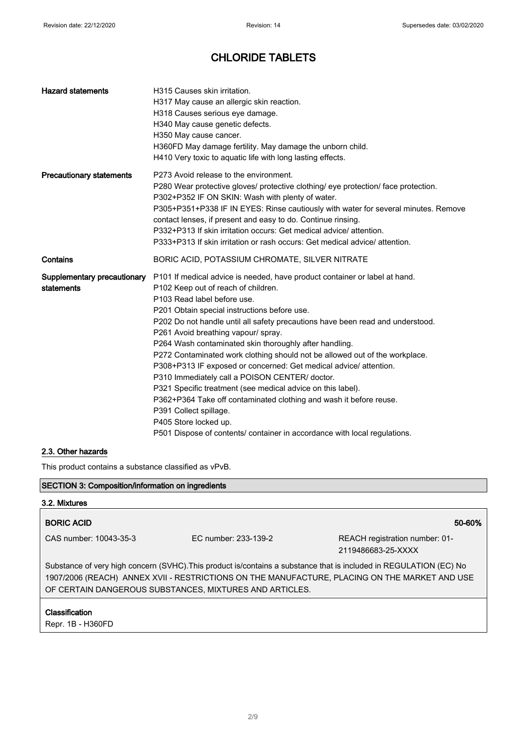# CHLORIDE TABLETS

| | |
|---|---|
| **Hazard statements** | H315 Causes skin irritation.<br>H317 May cause an allergic skin reaction.<br>H318 Causes serious eye damage.<br>H340 May cause genetic defects.<br>H350 May cause cancer.<br>H360FD May damage fertility. May damage the unborn child.<br>H410 Very toxic to aquatic life with long lasting effects. |
| **Precautionary statements** | P273 Avoid release to the environment.<br>P280 Wear protective gloves/ protective clothing/ eye protection/ face protection.<br>P302+P352 IF ON SKIN: Wash with plenty of water.<br>P305+P351+P338 IF IN EYES: Rinse cautiously with water for several minutes. Remove contact lenses, if present and easy to do. Continue rinsing.<br>P332+P313 If skin irritation occurs: Get medical advice/ attention.<br>P333+P313 If skin irritation or rash occurs: Get medical advice/ attention. |
| **Contains** | BORIC ACID, POTASSIUM CHROMATE, SILVER NITRATE |
| **Supplementary precautionary statements** | P101 If medical advice is needed, have product container or label at hand.<br>P102 Keep out of reach of children.<br>P103 Read label before use.<br>P201 Obtain special instructions before use.<br>P202 Do not handle until all safety precautions have been read and understood.<br>P261 Avoid breathing vapour/ spray.<br>P264 Wash contaminated skin thoroughly after handling.<br>P272 Contaminated work clothing should not be allowed out of the workplace.<br>P308+P313 IF exposed or concerned: Get medical advice/ attention.<br>P310 Immediately call a POISON CENTER/ doctor.<br>P321 Specific treatment (see medical advice on this label).<br>P362+P364 Take off contaminated clothing and wash it before reuse.<br>P391 Collect spillage.<br>P405 Store locked up.<br>P501 Dispose of contents/ container in accordance with local regulations. |

### 2.3. Other hazards

This product contains a substance classified as vPvB.

## SECTION 3: Composition/information on ingredients

### 3.2. Mixtures

**BORIC ACID** — 50-60%

CAS number: 10043-35-3 | EC number: 233-139-2 | REACH registration number: 01-2119486683-25-XXXX

Substance of very high concern (SVHC).This product is/contains a substance that is included in REGULATION (EC) No 1907/2006 (REACH) ANNEX XVII - RESTRICTIONS ON THE MANUFACTURE, PLACING ON THE MARKET AND USE OF CERTAIN DANGEROUS SUBSTANCES, MIXTURES AND ARTICLES.

**Classification**

Repr. 1B - H360FD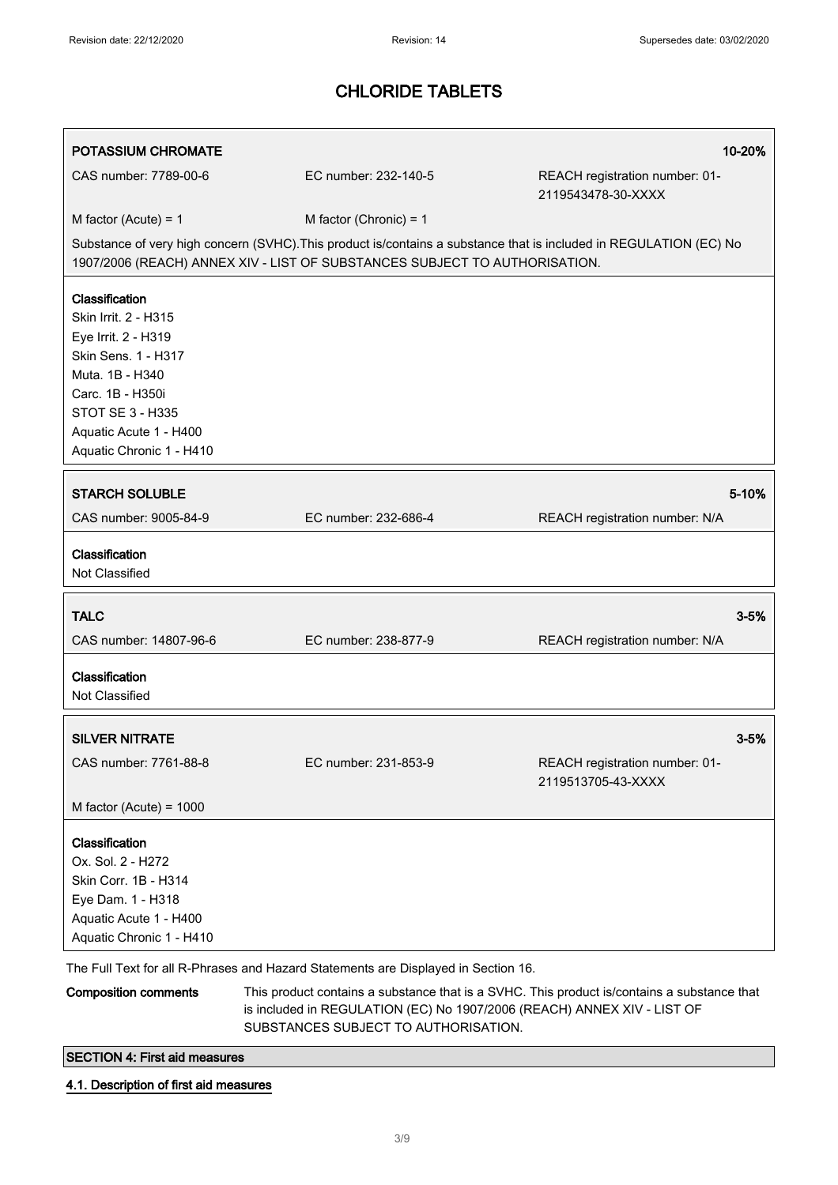# CHLORIDE TABLETS

| **POTASSIUM CHROMATE** | | **10-20%** |
|---|---|---|
| CAS number: 7789-00-6 | EC number: 232-140-5 | REACH registration number: 01-2119543478-30-XXXX |
| M factor (Acute) = 1 | M factor (Chronic) = 1 | |

Substance of very high concern (SVHC).This product is/contains a substance that is included in REGULATION (EC) No 1907/2006 (REACH) ANNEX XIV - LIST OF SUBSTANCES SUBJECT TO AUTHORISATION.

**Classification**
Skin Irrit. 2 - H315
Eye Irrit. 2 - H319
Skin Sens. 1 - H317
Muta. 1B - H340
Carc. 1B - H350i
STOT SE 3 - H335
Aquatic Acute 1 - H400
Aquatic Chronic 1 - H410

| **STARCH SOLUBLE** | | **5-10%** |
|---|---|---|
| CAS number: 9005-84-9 | EC number: 232-686-4 | REACH registration number: N/A |

**Classification**
Not Classified

| **TALC** | | **3-5%** |
|---|---|---|
| CAS number: 14807-96-6 | EC number: 238-877-9 | REACH registration number: N/A |

**Classification**
Not Classified

| **SILVER NITRATE** | | **3-5%** |
|---|---|---|
| CAS number: 7761-88-8 | EC number: 231-853-9 | REACH registration number: 01-2119513705-43-XXXX |
| M factor (Acute) = 1000 | | |

**Classification**
Ox. Sol. 2 - H272
Skin Corr. 1B - H314
Eye Dam. 1 - H318
Aquatic Acute 1 - H400
Aquatic Chronic 1 - H410

The Full Text for all R-Phrases and Hazard Statements are Displayed in Section 16.

**Composition comments** This product contains a substance that is a SVHC. This product is/contains a substance that is included in REGULATION (EC) No 1907/2006 (REACH) ANNEX XIV - LIST OF SUBSTANCES SUBJECT TO AUTHORISATION.

## SECTION 4: First aid measures

### 4.1. Description of first aid measures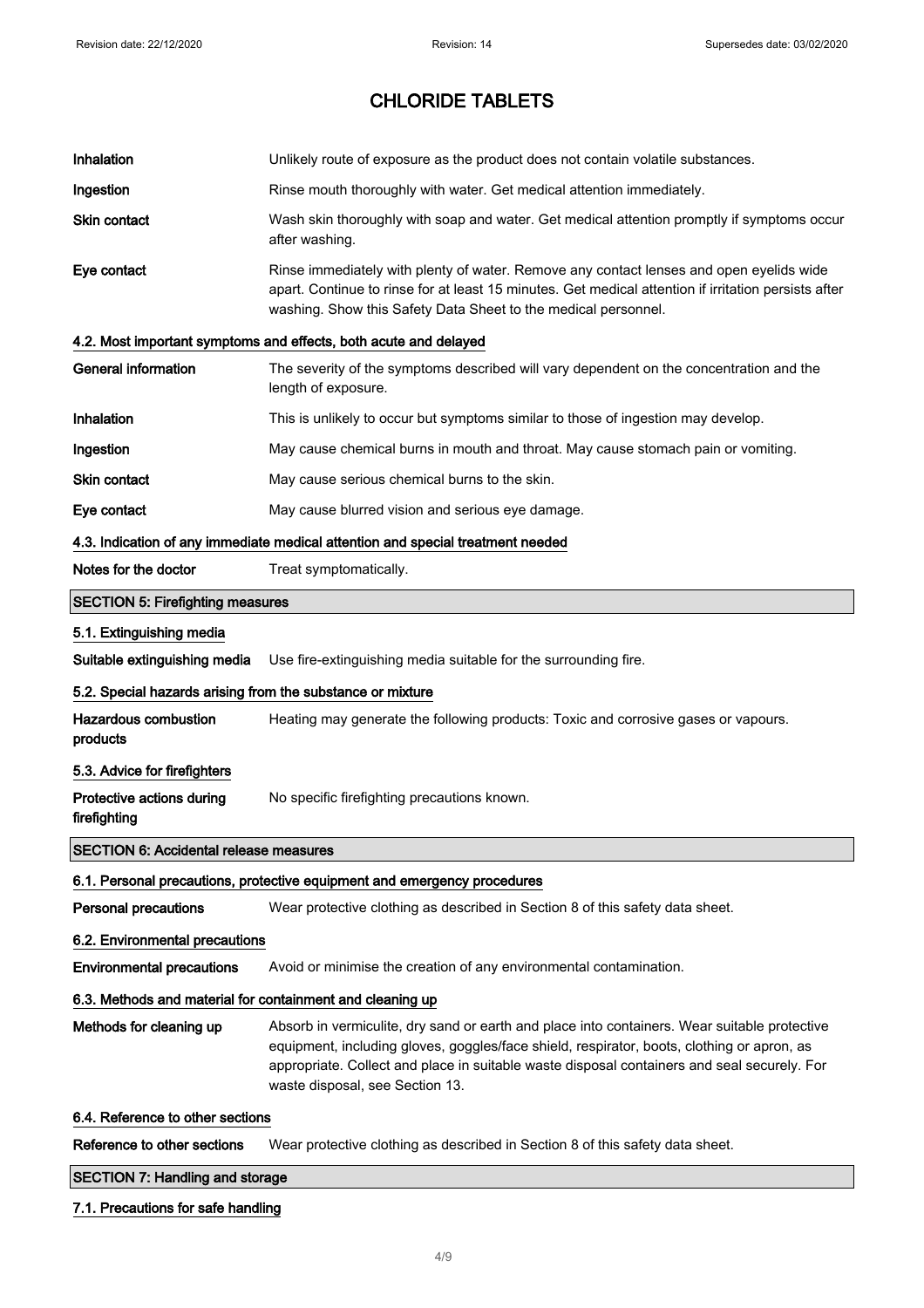# CHLORIDE TABLETS

| | |
|---|---|
| **Inhalation** | Unlikely route of exposure as the product does not contain volatile substances. |
| **Ingestion** | Rinse mouth thoroughly with water. Get medical attention immediately. |
| **Skin contact** | Wash skin thoroughly with soap and water. Get medical attention promptly if symptoms occur after washing. |
| **Eye contact** | Rinse immediately with plenty of water. Remove any contact lenses and open eyelids wide apart. Continue to rinse for at least 15 minutes. Get medical attention if irritation persists after washing. Show this Safety Data Sheet to the medical personnel. |

### 4.2. Most important symptoms and effects, both acute and delayed

| | |
|---|---|
| **General information** | The severity of the symptoms described will vary dependent on the concentration and the length of exposure. |
| **Inhalation** | This is unlikely to occur but symptoms similar to those of ingestion may develop. |
| **Ingestion** | May cause chemical burns in mouth and throat. May cause stomach pain or vomiting. |
| **Skin contact** | May cause serious chemical burns to the skin. |
| **Eye contact** | May cause blurred vision and serious eye damage. |

### 4.3. Indication of any immediate medical attention and special treatment needed

| | |
|---|---|
| **Notes for the doctor** | Treat symptomatically. |

## SECTION 5: Firefighting measures

### 5.1. Extinguishing media

| | |
|---|---|
| **Suitable extinguishing media** | Use fire-extinguishing media suitable for the surrounding fire. |

### 5.2. Special hazards arising from the substance or mixture

| | |
|---|---|
| **Hazardous combustion products** | Heating may generate the following products: Toxic and corrosive gases or vapours. |

### 5.3. Advice for firefighters

| | |
|---|---|
| **Protective actions during firefighting** | No specific firefighting precautions known. |

## SECTION 6: Accidental release measures

### 6.1. Personal precautions, protective equipment and emergency procedures

| | |
|---|---|
| **Personal precautions** | Wear protective clothing as described in Section 8 of this safety data sheet. |

### 6.2. Environmental precautions

| | |
|---|---|
| **Environmental precautions** | Avoid or minimise the creation of any environmental contamination. |

### 6.3. Methods and material for containment and cleaning up

| | |
|---|---|
| **Methods for cleaning up** | Absorb in vermiculite, dry sand or earth and place into containers. Wear suitable protective equipment, including gloves, goggles/face shield, respirator, boots, clothing or apron, as appropriate. Collect and place in suitable waste disposal containers and seal securely. For waste disposal, see Section 13. |

### 6.4. Reference to other sections

| | |
|---|---|
| **Reference to other sections** | Wear protective clothing as described in Section 8 of this safety data sheet. |

## SECTION 7: Handling and storage

### 7.1. Precautions for safe handling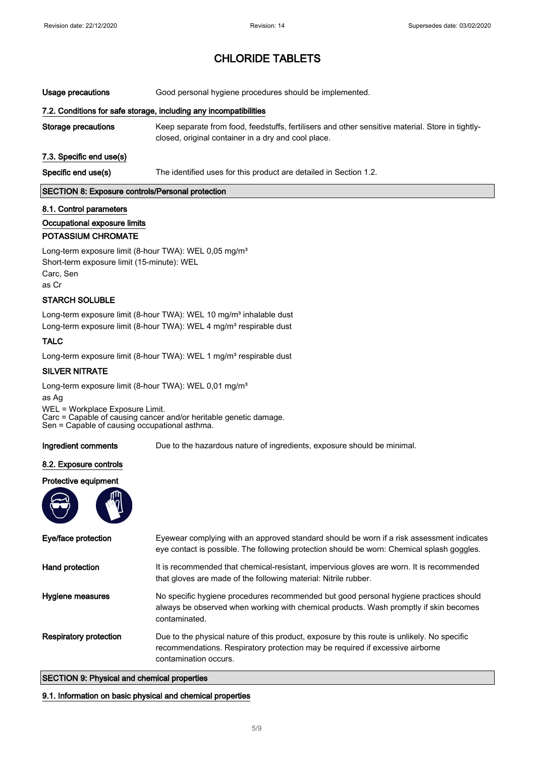# CHLORIDE TABLETS

**Usage precautions** Good personal hygiene procedures should be implemented.

### 7.2. Conditions for safe storage, including any incompatibilities

**Storage precautions** Keep separate from food, feedstuffs, fertilisers and other sensitive material. Store in tightly-closed, original container in a dry and cool place.

### 7.3. Specific end use(s)

**Specific end use(s)** The identified uses for this product are detailed in Section 1.2.

## SECTION 8: Exposure controls/Personal protection

### 8.1. Control parameters

**Occupational exposure limits**

**POTASSIUM CHROMATE**

Long-term exposure limit (8-hour TWA): WEL 0,05 mg/m³
Short-term exposure limit (15-minute): WEL
Carc, Sen
as Cr

**STARCH SOLUBLE**

Long-term exposure limit (8-hour TWA): WEL 10 mg/m³ inhalable dust
Long-term exposure limit (8-hour TWA): WEL 4 mg/m³ respirable dust

**TALC**

Long-term exposure limit (8-hour TWA): WEL 1 mg/m³ respirable dust

**SILVER NITRATE**

Long-term exposure limit (8-hour TWA): WEL 0,01 mg/m³
as Ag

WEL = Workplace Exposure Limit.
Carc = Capable of causing cancer and/or heritable genetic damage.
Sen = Capable of causing occupational asthma.

**Ingredient comments** Due to the hazardous nature of ingredients, exposure should be minimal.

### 8.2. Exposure controls

**Protective equipment**

**Eye/face protection** Eyewear complying with an approved standard should be worn if a risk assessment indicates eye contact is possible. The following protection should be worn: Chemical splash goggles.

**Hand protection** It is recommended that chemical-resistant, impervious gloves are worn. It is recommended that gloves are made of the following material: Nitrile rubber.

**Hygiene measures** No specific hygiene procedures recommended but good personal hygiene practices should always be observed when working with chemical products. Wash promptly if skin becomes contaminated.

**Respiratory protection** Due to the physical nature of this product, exposure by this route is unlikely. No specific recommendations. Respiratory protection may be required if excessive airborne contamination occurs.

## SECTION 9: Physical and chemical properties

### 9.1. Information on basic physical and chemical properties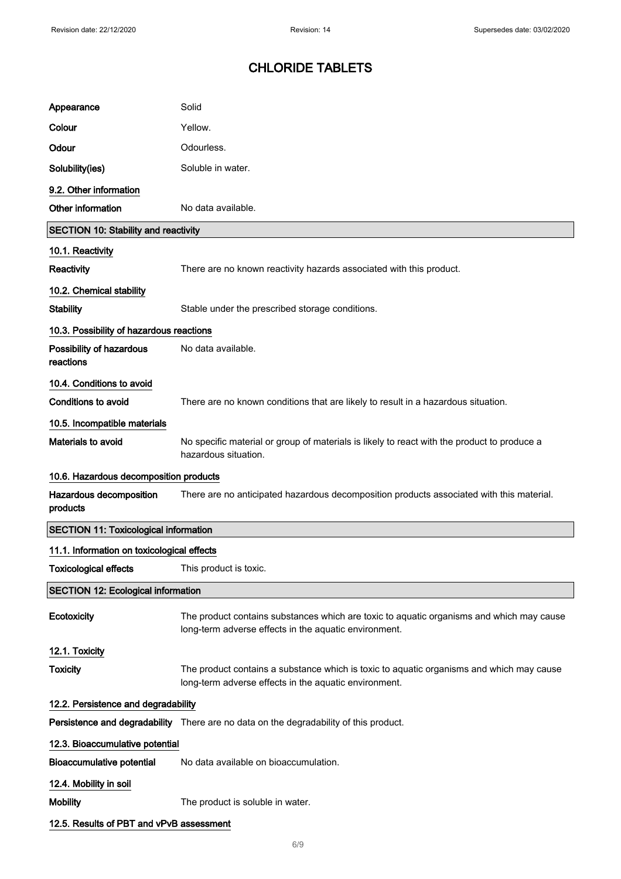# CHLORIDE TABLETS

| | |
|---|---|
| **Appearance** | Solid |
| **Colour** | Yellow. |
| **Odour** | Odourless. |
| **Solubility(ies)** | Soluble in water. |

### 9.2. Other information

| | |
|---|---|
| **Other information** | No data available. |

## SECTION 10: Stability and reactivity

### 10.1. Reactivity

| | |
|---|---|
| **Reactivity** | There are no known reactivity hazards associated with this product. |

### 10.2. Chemical stability

| | |
|---|---|
| **Stability** | Stable under the prescribed storage conditions. |

### 10.3. Possibility of hazardous reactions

| | |
|---|---|
| **Possibility of hazardous reactions** | No data available. |

### 10.4. Conditions to avoid

| | |
|---|---|
| **Conditions to avoid** | There are no known conditions that are likely to result in a hazardous situation. |

### 10.5. Incompatible materials

| | |
|---|---|
| **Materials to avoid** | No specific material or group of materials is likely to react with the product to produce a hazardous situation. |

### 10.6. Hazardous decomposition products

| | |
|---|---|
| **Hazardous decomposition products** | There are no anticipated hazardous decomposition products associated with this material. |

## SECTION 11: Toxicological information

### 11.1. Information on toxicological effects

| | |
|---|---|
| **Toxicological effects** | This product is toxic. |

## SECTION 12: Ecological information

| | |
|---|---|
| **Ecotoxicity** | The product contains substances which are toxic to aquatic organisms and which may cause long-term adverse effects in the aquatic environment. |

### 12.1. Toxicity

| | |
|---|---|
| **Toxicity** | The product contains a substance which is toxic to aquatic organisms and which may cause long-term adverse effects in the aquatic environment. |

### 12.2. Persistence and degradability

| | |
|---|---|
| **Persistence and degradability** | There are no data on the degradability of this product. |

### 12.3. Bioaccumulative potential

| | |
|---|---|
| **Bioaccumulative potential** | No data available on bioaccumulation. |

### 12.4. Mobility in soil

| | |
|---|---|
| **Mobility** | The product is soluble in water. |

### 12.5. Results of PBT and vPvB assessment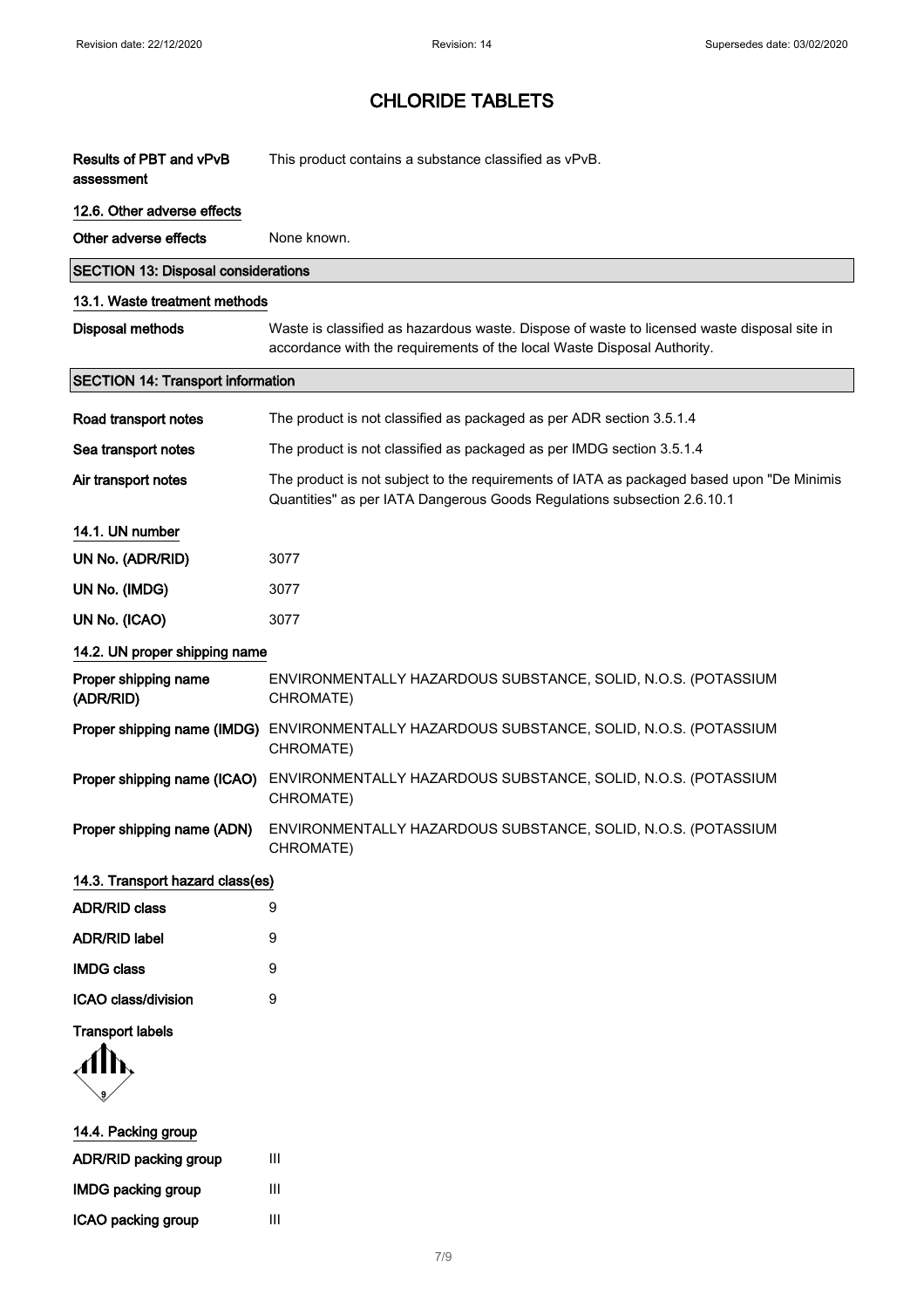# CHLORIDE TABLETS

| | |
|---|---|
| **Results of PBT and vPvB assessment** | This product contains a substance classified as vPvB. |

### 12.6. Other adverse effects

| | |
|---|---|
| **Other adverse effects** | None known. |

## SECTION 13: Disposal considerations

### 13.1. Waste treatment methods

| | |
|---|---|
| **Disposal methods** | Waste is classified as hazardous waste. Dispose of waste to licensed waste disposal site in accordance with the requirements of the local Waste Disposal Authority. |

## SECTION 14: Transport information

| | |
|---|---|
| **Road transport notes** | The product is not classified as packaged as per ADR section 3.5.1.4 |
| **Sea transport notes** | The product is not classified as packaged as per IMDG section 3.5.1.4 |
| **Air transport notes** | The product is not subject to the requirements of IATA as packaged based upon "De Minimis Quantities" as per IATA Dangerous Goods Regulations subsection 2.6.10.1 |

### 14.1. UN number

| | |
|---|---|
| **UN No. (ADR/RID)** | 3077 |
| **UN No. (IMDG)** | 3077 |
| **UN No. (ICAO)** | 3077 |

### 14.2. UN proper shipping name

| | |
|---|---|
| **Proper shipping name (ADR/RID)** | ENVIRONMENTALLY HAZARDOUS SUBSTANCE, SOLID, N.O.S. (POTASSIUM CHROMATE) |
| **Proper shipping name (IMDG)** | ENVIRONMENTALLY HAZARDOUS SUBSTANCE, SOLID, N.O.S. (POTASSIUM CHROMATE) |
| **Proper shipping name (ICAO)** | ENVIRONMENTALLY HAZARDOUS SUBSTANCE, SOLID, N.O.S. (POTASSIUM CHROMATE) |
| **Proper shipping name (ADN)** | ENVIRONMENTALLY HAZARDOUS SUBSTANCE, SOLID, N.O.S. (POTASSIUM CHROMATE) |

### 14.3. Transport hazard class(es)

| | |
|---|---|
| **ADR/RID class** | 9 |
| **ADR/RID label** | 9 |
| **IMDG class** | 9 |
| **ICAO class/division** | 9 |

**Transport labels**

### 14.4. Packing group

| | |
|---|---|
| **ADR/RID packing group** | III |
| **IMDG packing group** | III |
| **ICAO packing group** | III |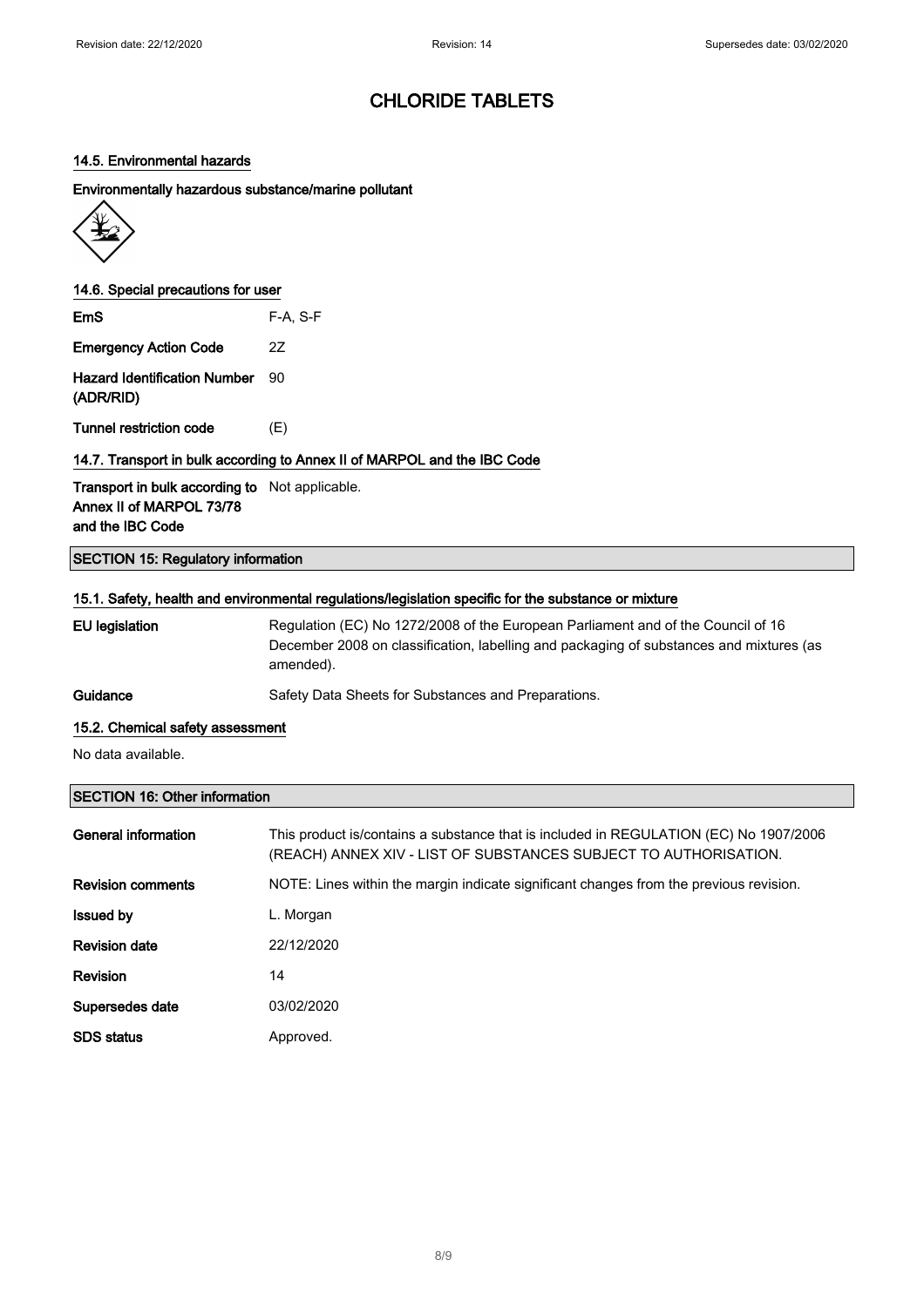# CHLORIDE TABLETS

### 14.5. Environmental hazards

**Environmentally hazardous substance/marine pollutant**

### 14.6. Special precautions for user

| | |
|---|---|
| **EmS** | F-A, S-F |
| **Emergency Action Code** | 2Z |
| **Hazard Identification Number (ADR/RID)** | 90 |
| **Tunnel restriction code** | (E) |

### 14.7. Transport in bulk according to Annex II of MARPOL and the IBC Code

| | |
|---|---|
| **Transport in bulk according to Annex II of MARPOL 73/78 and the IBC Code** | Not applicable. |

## SECTION 15: Regulatory information

### 15.1. Safety, health and environmental regulations/legislation specific for the substance or mixture

| | |
|---|---|
| **EU legislation** | Regulation (EC) No 1272/2008 of the European Parliament and of the Council of 16 December 2008 on classification, labelling and packaging of substances and mixtures (as amended). |
| **Guidance** | Safety Data Sheets for Substances and Preparations. |

### 15.2. Chemical safety assessment

No data available.

## SECTION 16: Other information

| | |
|---|---|
| **General information** | This product is/contains a substance that is included in REGULATION (EC) No 1907/2006 (REACH) ANNEX XIV - LIST OF SUBSTANCES SUBJECT TO AUTHORISATION. |
| **Revision comments** | NOTE: Lines within the margin indicate significant changes from the previous revision. |
| **Issued by** | L. Morgan |
| **Revision date** | 22/12/2020 |
| **Revision** | 14 |
| **Supersedes date** | 03/02/2020 |
| **SDS status** | Approved. |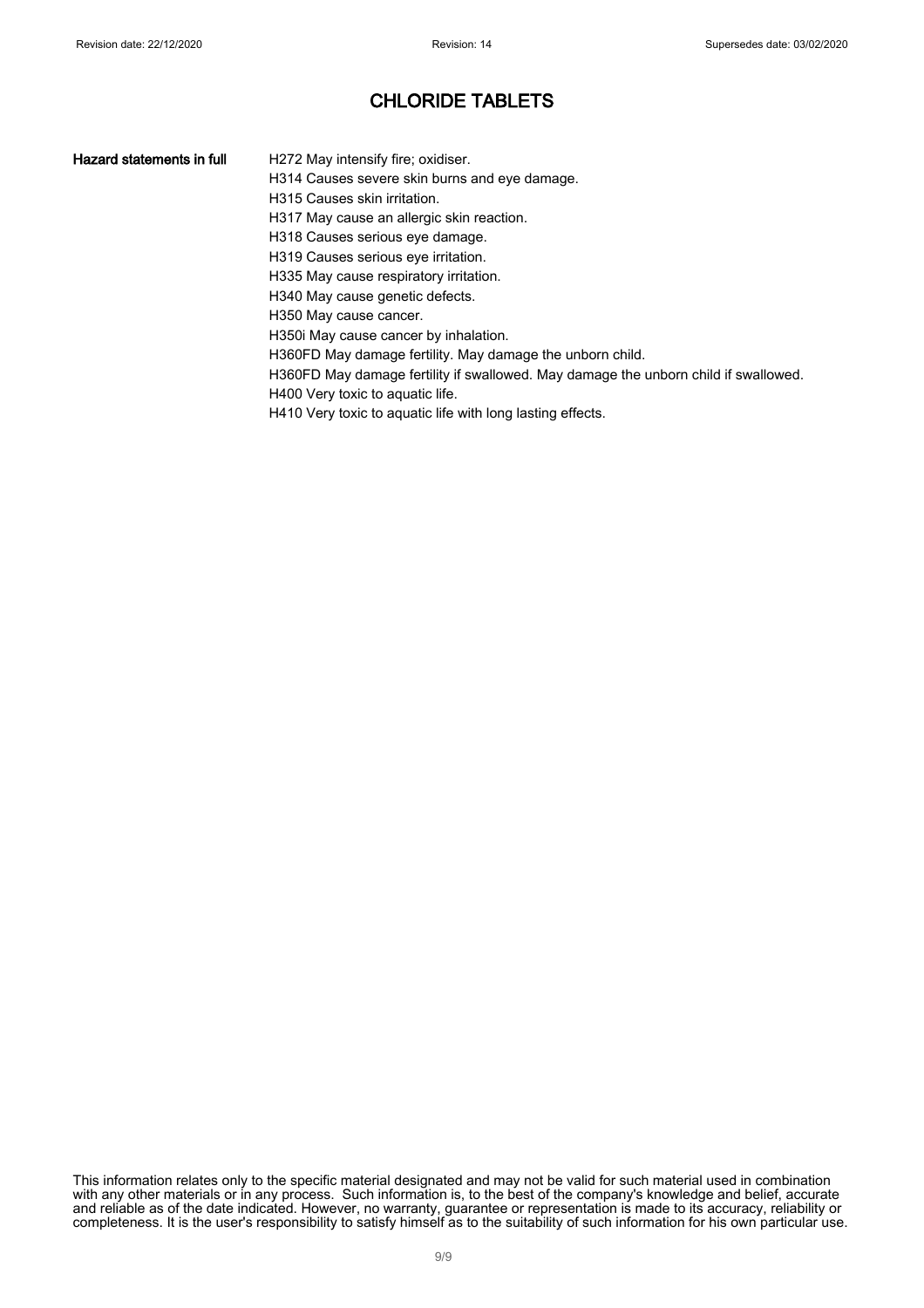# CHLORIDE TABLETS

| | |
|---|---|
| **Hazard statements in full** | H272 May intensify fire; oxidiser.<br>H314 Causes severe skin burns and eye damage.<br>H315 Causes skin irritation.<br>H317 May cause an allergic skin reaction.<br>H318 Causes serious eye damage.<br>H319 Causes serious eye irritation.<br>H335 May cause respiratory irritation.<br>H340 May cause genetic defects.<br>H350 May cause cancer.<br>H350i May cause cancer by inhalation.<br>H360FD May damage fertility. May damage the unborn child.<br>H360FD May damage fertility if swallowed. May damage the unborn child if swallowed.<br>H400 Very toxic to aquatic life.<br>H410 Very toxic to aquatic life with long lasting effects. |

This information relates only to the specific material designated and may not be valid for such material used in combination with any other materials or in any process. Such information is, to the best of the company's knowledge and belief, accurate and reliable as of the date indicated. However, no warranty, guarantee or representation is made to its accuracy, reliability or completeness. It is the user's responsibility to satisfy himself as to the suitability of such information for his own particular use.